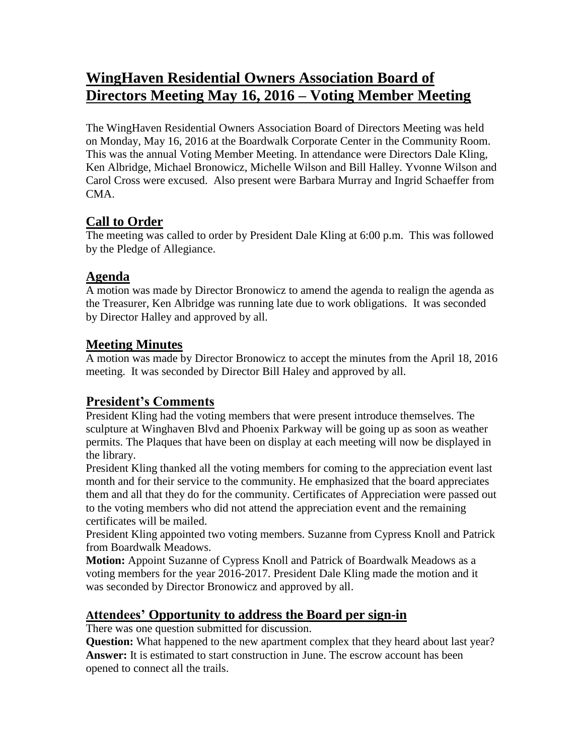# WingHaven Residential Owners Association Board of Directors Meeting May 16, 2016 – Voting Member Meeting

The WingHaven Residential Owners Association Board of Directors Meeting was held on Monday, May 16, 2016 at the Boardwalk Corporate Center in the Community Room. This was the annual Voting Member Meeting. In attendance were Directors Dale Kling, Ken Albridge, Michael Bronowicz, Michelle Wilson and Bill Halley. Yvonne Wilson and Carol Cross were excused. Also present were Barbara Murray and Ingrid Schaeffer from CMA.

## Call to Order

The meeting was called to order by President Dale Kling at 6:00 p.m. This was followed by the Pledge of Allegiance.

## Agenda

A motion was made by Director Bronowicz to amend the agenda to realign the agenda as the Treasurer, Ken Albridge was running late due to work obligations. It was seconded by Director Halley and approved by all.

## Meeting Minutes

A motion was made by Director Bronowicz to accept the minutes from the April 18, 2016 meeting. It was seconded by Director Bill Haley and approved by all.

## President's Comments

President Kling had the voting members that were present introduce themselves. The sculpture at Winghaven Blvd and Phoenix Parkway will be going up as soon as weather permits. The Plaques that have been on display at each meeting will now be displayed in the library.

President Kling thanked all the voting members for coming to the appreciation event last month and for their service to the community. He emphasized that the board appreciates them and all that they do for the community. Certificates of Appreciation were passed out to the voting members who did not attend the appreciation event and the remaining certificates will be mailed.

President Kling appointed two voting members. Suzanne from Cypress Knoll and Patrick from Boardwalk Meadows.

**Motion:** Appoint Suzanne of Cypress Knoll and Patrick of Boardwalk Meadows as a voting members for the year 2016-2017. President Dale Kling made the motion and it was seconded by Director Bronowicz and approved by all.

## Attendees' Opportunity to address the Board per sign-in

There was one question submitted for discussion.

**Question:** What happened to the new apartment complex that they heard about last year?

**Answer:** It is estimated to start construction in June. The escrow account has been opened to connect all the trails.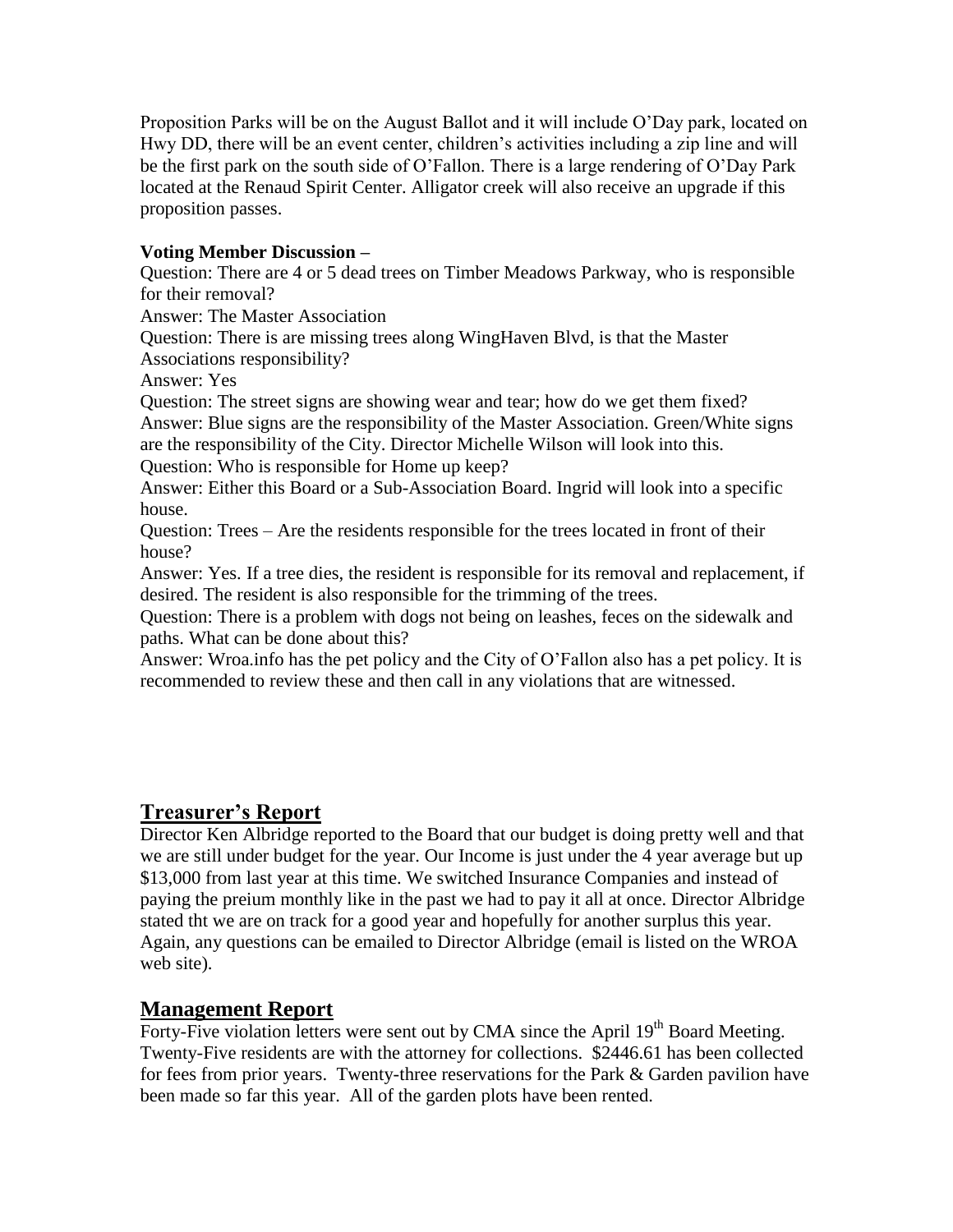Proposition Parks will be on the August Ballot and it will include O'Day park, located on Hwy DD, there will be an event center, children's activities including a zip line and will be the first park on the south side of O'Fallon. There is a large rendering of O'Day Park located at the Renaud Spirit Center. Alligator creek will also receive an upgrade if this proposition passes.

**Voting Member Discussion –**

Question: There are 4 or 5 dead trees on Timber Meadows Parkway, who is responsible for their removal?

Answer: The Master Association

Question: There is are missing trees along WingHaven Blvd, is that the Master Associations responsibility?

Answer: Yes

Question: The street signs are showing wear and tear; how do we get them fixed?

Answer: Blue signs are the responsibility of the Master Association. Green/White signs are the responsibility of the City. Director Michelle Wilson will look into this.

Question: Who is responsible for Home up keep?

Answer: Either this Board or a Sub-Association Board. Ingrid will look into a specific house.

Question: Trees – Are the residents responsible for the trees located in front of their house?

Answer: Yes. If a tree dies, the resident is responsible for its removal and replacement, if desired. The resident is also responsible for the trimming of the trees.

Question: There is a problem with dogs not being on leashes, feces on the sidewalk and paths. What can be done about this?

Answer: Wroa.info has the pet policy and the City of O'Fallon also has a pet policy. It is recommended to review these and then call in any violations that are witnessed.

## Treasurer's Report

Director Ken Albridge reported to the Board that our budget is doing pretty well and that we are still under budget for the year. Our Income is just under the 4 year average but up $13,000 from last year at this time. We switched Insurance Companies and instead of paying the preium monthly like in the past we had to pay it all at once. Director Albridge stated tht we are on track for a good year and hopefully for another surplus this year. Again, any questions can be emailed to Director Albridge (email is listed on the WROA web site).

## Management Report

Forty-Five violation letters were sent out by CMA since the April 19th Board Meeting. Twenty-Five residents are with the attorney for collections. $2446.61 has been collected for fees from prior years. Twenty-three reservations for the Park & Garden pavilion have been made so far this year. All of the garden plots have been rented.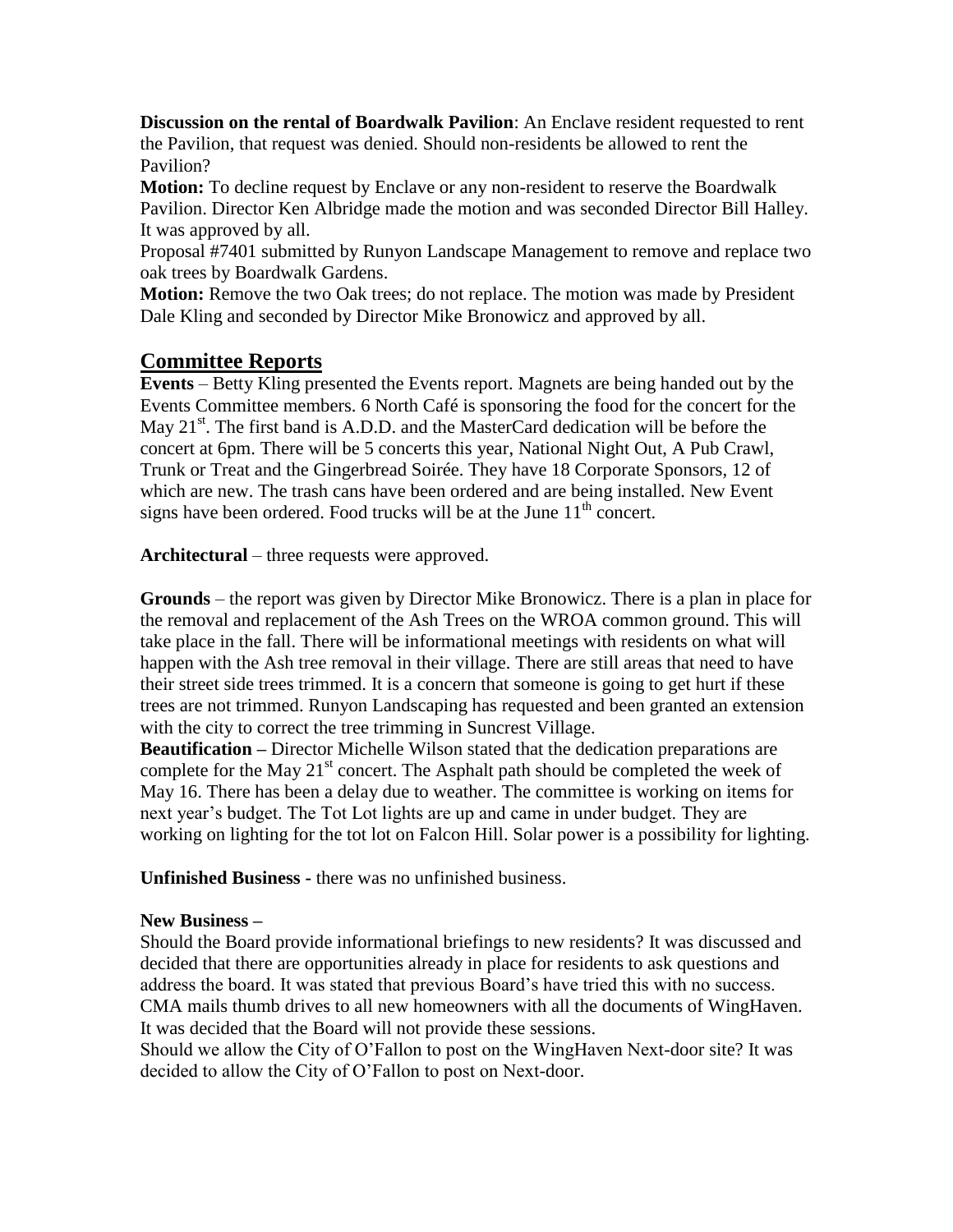**Discussion on the rental of Boardwalk Pavilion**: An Enclave resident requested to rent the Pavilion, that request was denied. Should non-residents be allowed to rent the Pavilion?

**Motion:** To decline request by Enclave or any non-resident to reserve the Boardwalk Pavilion. Director Ken Albridge made the motion and was seconded Director Bill Halley. It was approved by all.

Proposal #7401 submitted by Runyon Landscape Management to remove and replace two oak trees by Boardwalk Gardens.

**Motion:** Remove the two Oak trees; do not replace. The motion was made by President Dale Kling and seconded by Director Mike Bronowicz and approved by all.

## Committee Reports

**Events** – Betty Kling presented the Events report. Magnets are being handed out by the Events Committee members. 6 North Café is sponsoring the food for the concert for the May 21st. The first band is A.D.D. and the MasterCard dedication will be before the concert at 6pm. There will be 5 concerts this year, National Night Out, A Pub Crawl, Trunk or Treat and the Gingerbread Soirée. They have 18 Corporate Sponsors, 12 of which are new. The trash cans have been ordered and are being installed. New Event signs have been ordered. Food trucks will be at the June 11th concert.

**Architectural** – three requests were approved.

**Grounds** – the report was given by Director Mike Bronowicz. There is a plan in place for the removal and replacement of the Ash Trees on the WROA common ground. This will take place in the fall. There will be informational meetings with residents on what will happen with the Ash tree removal in their village. There are still areas that need to have their street side trees trimmed. It is a concern that someone is going to get hurt if these trees are not trimmed. Runyon Landscaping has requested and been granted an extension with the city to correct the tree trimming in Suncrest Village.

**Beautification –** Director Michelle Wilson stated that the dedication preparations are complete for the May 21st concert. The Asphalt path should be completed the week of May 16. There has been a delay due to weather. The committee is working on items for next year's budget. The Tot Lot lights are up and came in under budget. They are working on lighting for the tot lot on Falcon Hill. Solar power is a possibility for lighting.

**Unfinished Business -** there was no unfinished business.

**New Business –**

Should the Board provide informational briefings to new residents? It was discussed and decided that there are opportunities already in place for residents to ask questions and address the board. It was stated that previous Board's have tried this with no success. CMA mails thumb drives to all new homeowners with all the documents of WingHaven. It was decided that the Board will not provide these sessions.

Should we allow the City of O'Fallon to post on the WingHaven Next-door site? It was decided to allow the City of O'Fallon to post on Next-door.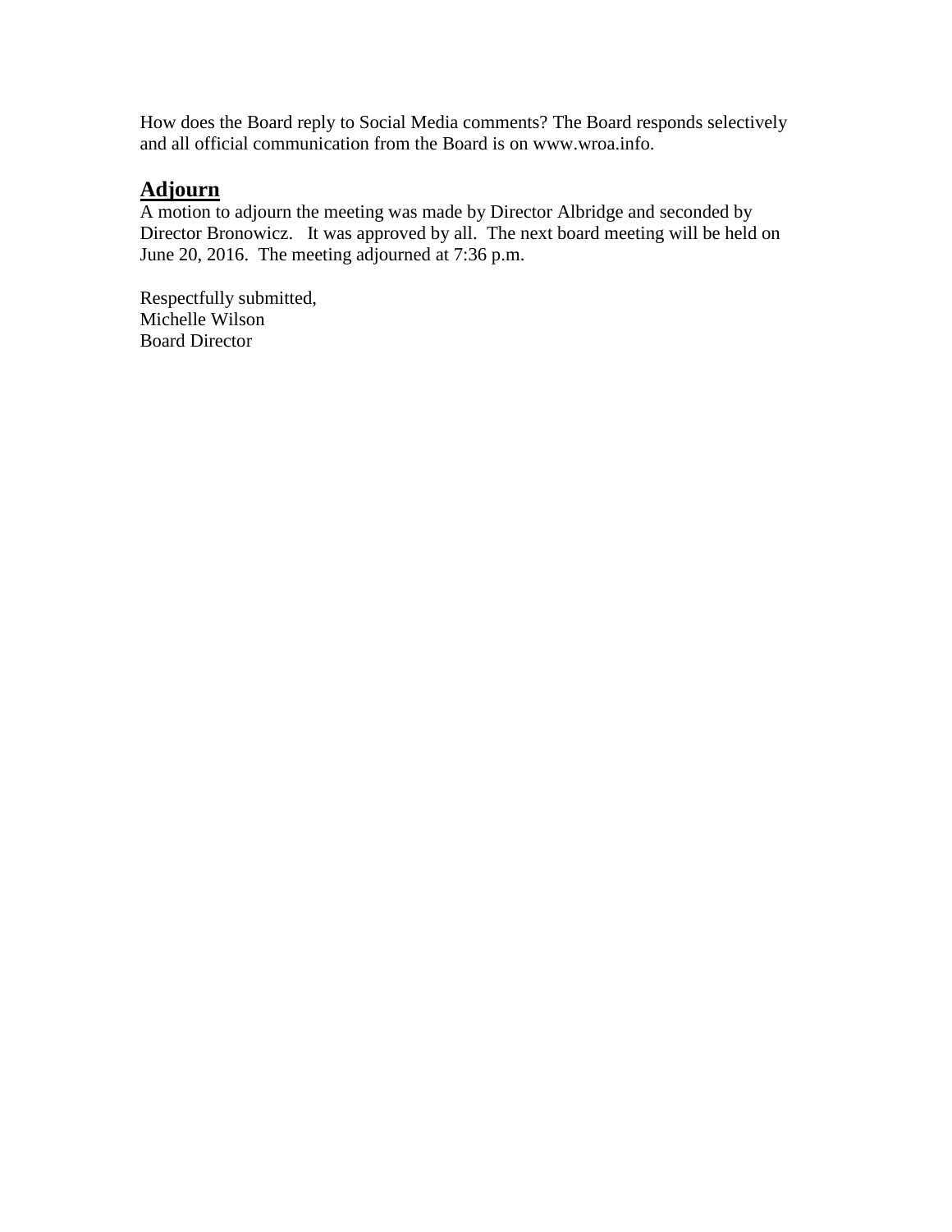How does the Board reply to Social Media comments? The Board responds selectively and all official communication from the Board is on www.wroa.info.

## Adjourn

A motion to adjourn the meeting was made by Director Albridge and seconded by Director Bronowicz. It was approved by all. The next board meeting will be held on June 20, 2016. The meeting adjourned at 7:36 p.m.

Respectfully submitted,
Michelle Wilson
Board Director